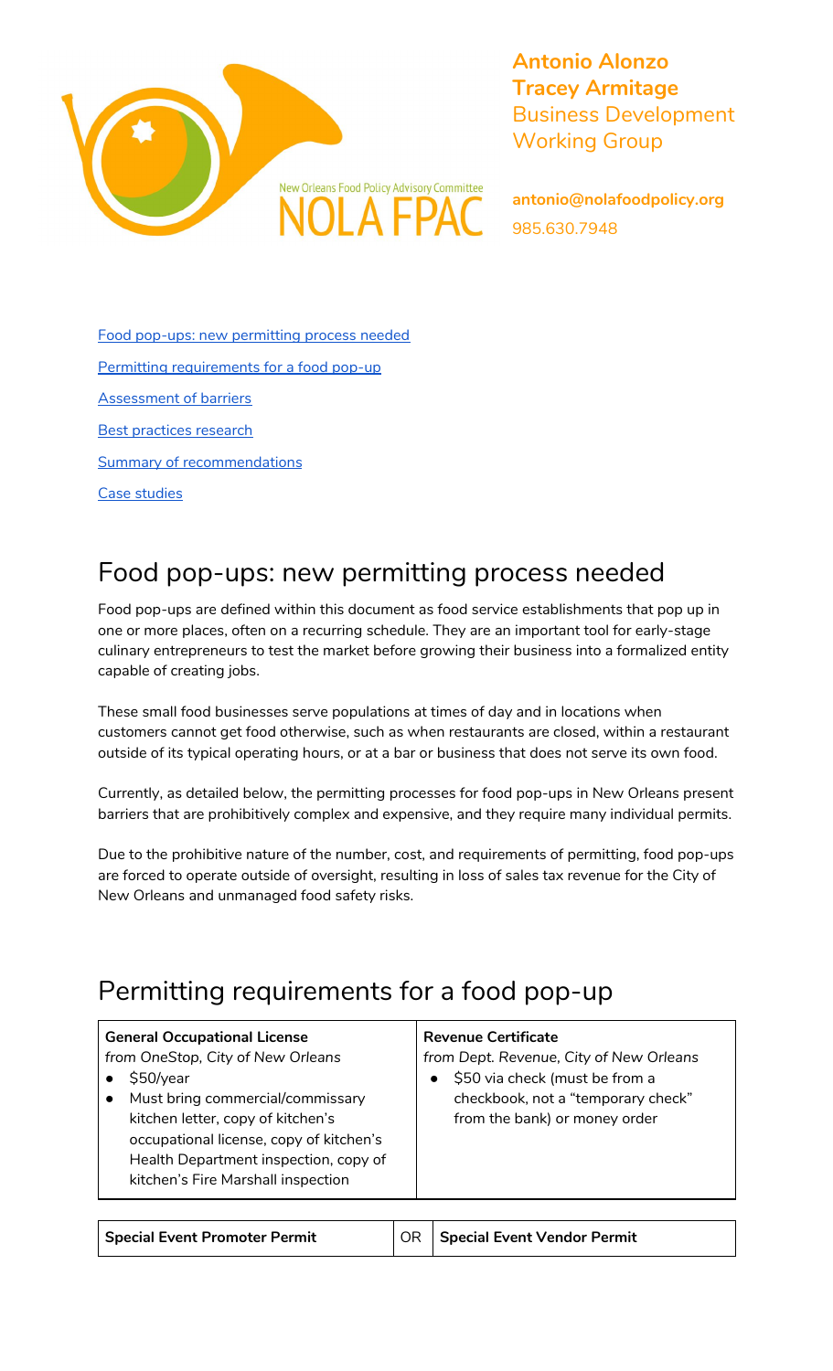New Orleans Food Policy Advisory Committee
NOLA FPAC

**Antonio Alonzo**
**Tracey Armitage**
Business Development Working Group

**antonio@nolafoodpolicy.org**
985.630.7948

[Food pop-ups: new permitting process needed](#food-pop-ups-new-permitting-process-needed)

[Permitting requirements for a food pop-up](#permitting-requirements-for-a-food-pop-up)

[Assessment of barriers](#assessment-of-barriers)

[Best practices research](#best-practices-research)

[Summary of recommendations](#summary-of-recommendations)

[Case studies](#case-studies)

## Food pop-ups: new permitting process needed

Food pop-ups are defined within this document as food service establishments that pop up in one or more places, often on a recurring schedule. They are an important tool for early-stage culinary entrepreneurs to test the market before growing their business into a formalized entity capable of creating jobs.

These small food businesses serve populations at times of day and in locations when customers cannot get food otherwise, such as when restaurants are closed, within a restaurant outside of its typical operating hours, or at a bar or business that does not serve its own food.

Currently, as detailed below, the permitting processes for food pop-ups in New Orleans present barriers that are prohibitively complex and expensive, and they require many individual permits.

Due to the prohibitive nature of the number, cost, and requirements of permitting, food pop-ups are forced to operate outside of oversight, resulting in loss of sales tax revenue for the City of New Orleans and unmanaged food safety risks.

## Permitting requirements for a food pop-up

| **General Occupational License**<br>*from OneStop, City of New Orleans*<br>• $50/year<br>• Must bring commercial/commissary kitchen letter, copy of kitchen's occupational license, copy of kitchen's Health Department inspection, copy of kitchen's Fire Marshall inspection | **Revenue Certificate**<br>*from Dept. Revenue, City of New Orleans*<br>• $50 via check (must be from a checkbook, not a "temporary check" from the bank) or money order |
|---|---|

| **Special Event Promoter Permit** | OR | **Special Event Vendor Permit** |
|---|---|---|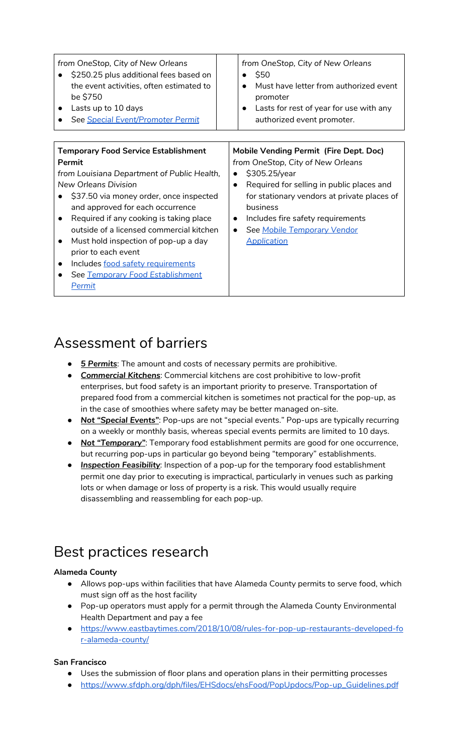| *from OneStop, City of New Orleans*<br>• $250.25 plus additional fees based on the event activities, often estimated to be $750<br>• Lasts up to 10 days<br>• *See Special Event/Promoter Permit* | | *from OneStop, City of New Orleans*<br>• $50<br>• Must have letter from authorized event promoter<br>• Lasts for rest of year for use with any authorized event promoter. |
|---|---|---|

| **Temporary Food Service Establishment Permit**<br>*from Louisiana Department of Public Health, New Orleans Division*<br>• $37.50 via money order, once inspected and approved for each occurrence<br>• Required if any cooking is taking place outside of a licensed commercial kitchen<br>• Must hold inspection of pop-up a day prior to each event<br>• Includes food safety requirements<br>• *See Temporary Food Establishment Permit* | **Mobile Vending Permit (Fire Dept. Doc)**<br>*from OneStop, City of New Orleans*<br>• $305.25/year<br>• Required for selling in public places and for stationary vendors at private places of business<br>• Includes fire safety requirements<br>• *See Mobile Temporary Vendor Application* |
|---|---|

# Assessment of barriers

- ***5 Permits***: The amount and costs of necessary permits are prohibitive.
- ***Commercial Kitchens***: Commercial kitchens are cost prohibitive to low-profit enterprises, but food safety is an important priority to preserve. Transportation of prepared food from a commercial kitchen is sometimes not practical for the pop-up, as in the case of smoothies where safety may be better managed on-site.
- ***Not "Special Events"***: Pop-ups are not "special events." Pop-ups are typically recurring on a weekly or monthly basis, whereas special events permits are limited to 10 days.
- ***Not "Temporary"***: Temporary food establishment permits are good for one occurrence, but recurring pop-ups in particular go beyond being "temporary" establishments.
- ***Inspection Feasibility***: Inspection of a pop-up for the temporary food establishment permit one day prior to executing is impractical, particularly in venues such as parking lots or when damage or loss of property is a risk. This would usually require disassembling and reassembling for each pop-up.

# Best practices research

**Alameda County**

- Allows pop-ups within facilities that have Alameda County permits to serve food, which must sign off as the host facility
- Pop-up operators must apply for a permit through the Alameda County Environmental Health Department and pay a fee
- https://www.eastbaytimes.com/2018/10/08/rules-for-pop-up-restaurants-developed-for-alameda-county/

**San Francisco**

- Uses the submission of floor plans and operation plans in their permitting processes
- https://www.sfdph.org/dph/files/EHSdocs/ehsFood/PopUpdocs/Pop-up_Guidelines.pdf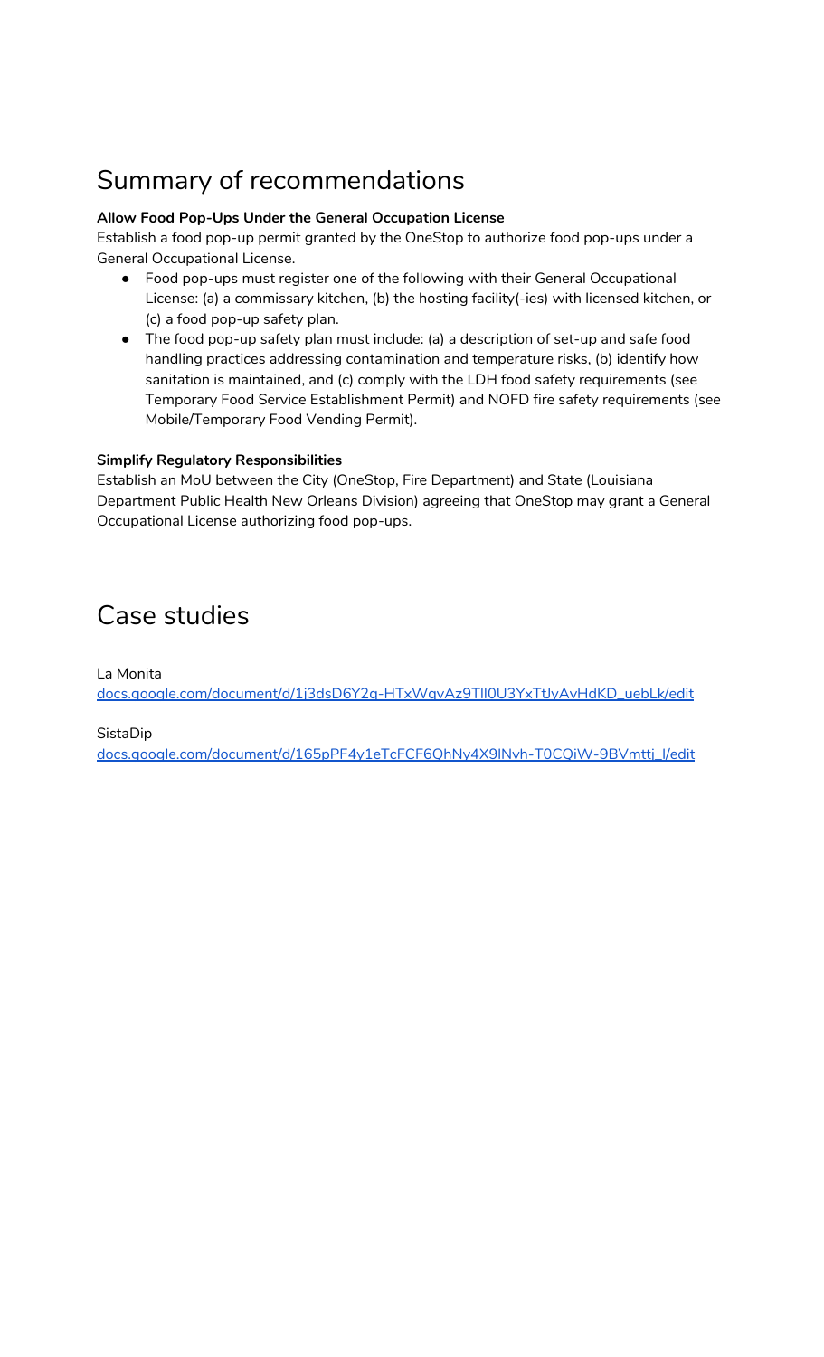# Summary of recommendations

**Allow Food Pop-Ups Under the General Occupation License**

Establish a food pop-up permit granted by the OneStop to authorize food pop-ups under a General Occupational License.

- Food pop-ups must register one of the following with their General Occupational License: (a) a commissary kitchen, (b) the hosting facility(-ies) with licensed kitchen, or (c) a food pop-up safety plan.
- The food pop-up safety plan must include: (a) a description of set-up and safe food handling practices addressing contamination and temperature risks, (b) identify how sanitation is maintained, and (c) comply with the LDH food safety requirements (see Temporary Food Service Establishment Permit) and NOFD fire safety requirements (see Mobile/Temporary Food Vending Permit).

**Simplify Regulatory Responsibilities**

Establish an MoU between the City (OneStop, Fire Department) and State (Louisiana Department Public Health New Orleans Division) agreeing that OneStop may grant a General Occupational License authorizing food pop-ups.

# Case studies

La Monita

docs.google.com/document/d/1j3dsD6Y2q-HTxWqvAz9TlI0U3YxTtJyAvHdKD_uebLk/edit

SistaDip

docs.google.com/document/d/165pPF4y1eTcFCF6QhNy4X9lNvh-T0CQiW-9BVmttj_I/edit